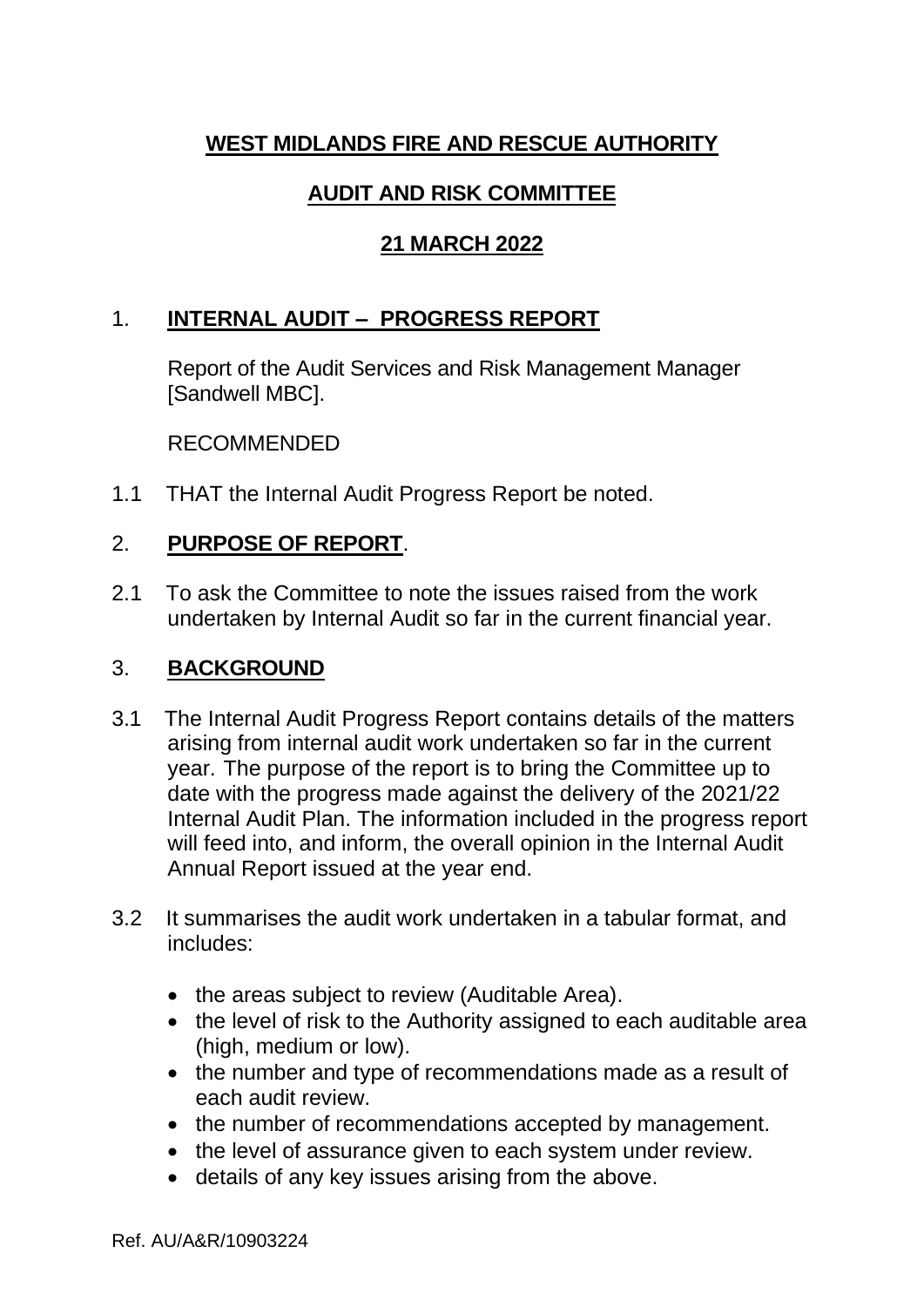**WEST MIDLANDS FIRE AND RESCUE AUTHORITY**

**AUDIT AND RISK COMMITTEE**

**21 MARCH 2022**

1. **INTERNAL AUDIT – PROGRESS REPORT**

Report of the Audit Services and Risk Management Manager [Sandwell MBC].

RECOMMENDED

1.1 THAT the Internal Audit Progress Report be noted.

2. **PURPOSE OF REPORT**.

2.1 To ask the Committee to note the issues raised from the work undertaken by Internal Audit so far in the current financial year.

3. **BACKGROUND**

3.1 The Internal Audit Progress Report contains details of the matters arising from internal audit work undertaken so far in the current year. The purpose of the report is to bring the Committee up to date with the progress made against the delivery of the 2021/22 Internal Audit Plan. The information included in the progress report will feed into, and inform, the overall opinion in the Internal Audit Annual Report issued at the year end.

3.2 It summarises the audit work undertaken in a tabular format, and includes:

- the areas subject to review (Auditable Area).
- the level of risk to the Authority assigned to each auditable area (high, medium or low).
- the number and type of recommendations made as a result of each audit review.
- the number of recommendations accepted by management.
- the level of assurance given to each system under review.
- details of any key issues arising from the above.

Ref. AU/A&R/10903224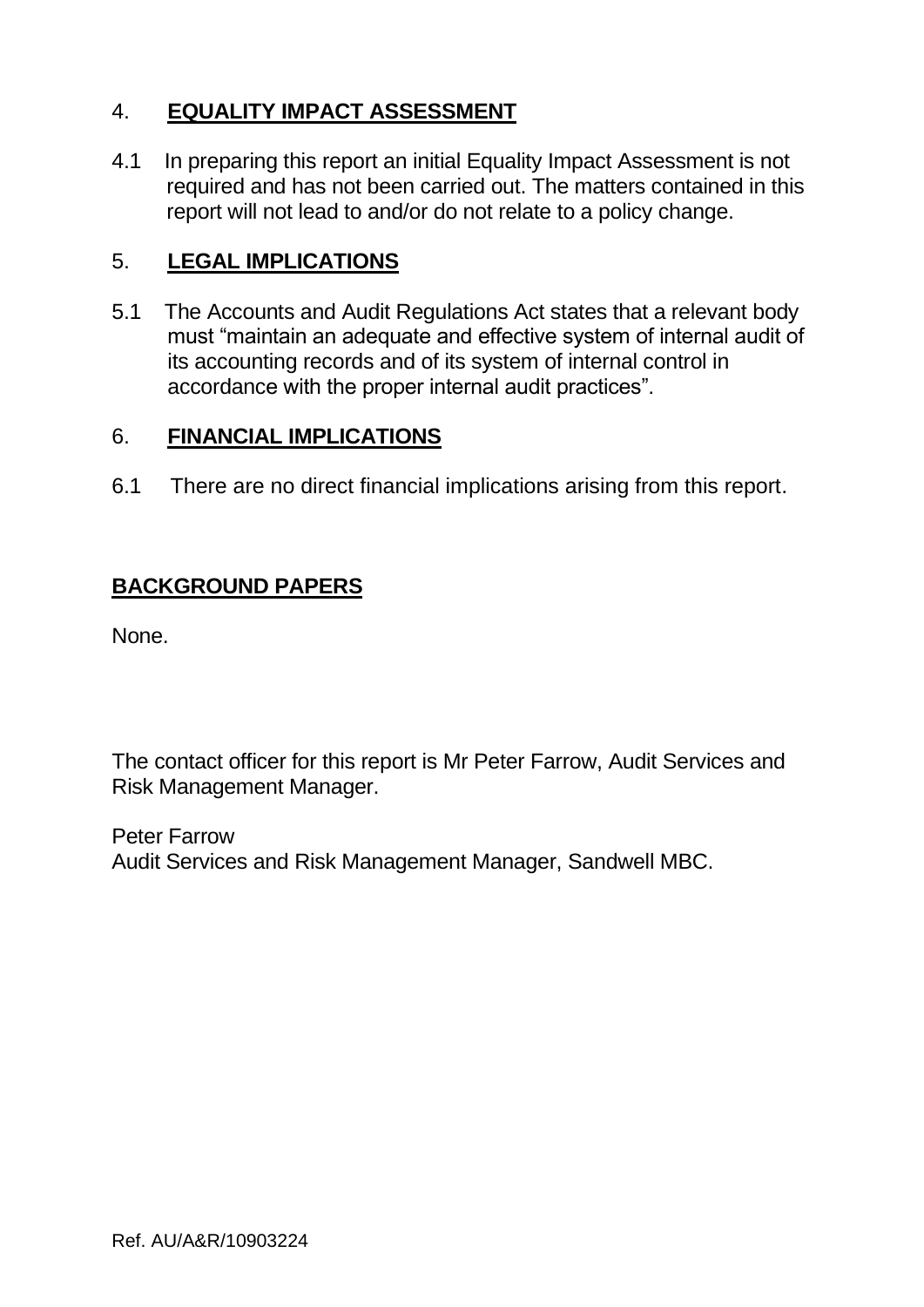## 4. EQUALITY IMPACT ASSESSMENT

4.1 In preparing this report an initial Equality Impact Assessment is not required and has not been carried out. The matters contained in this report will not lead to and/or do not relate to a policy change.

## 5. LEGAL IMPLICATIONS

5.1 The Accounts and Audit Regulations Act states that a relevant body must "maintain an adequate and effective system of internal audit of its accounting records and of its system of internal control in accordance with the proper internal audit practices".

## 6. FINANCIAL IMPLICATIONS

6.1 There are no direct financial implications arising from this report.

## BACKGROUND PAPERS

None.

The contact officer for this report is Mr Peter Farrow, Audit Services and Risk Management Manager.

Peter Farrow
Audit Services and Risk Management Manager, Sandwell MBC.

Ref. AU/A&R/10903224